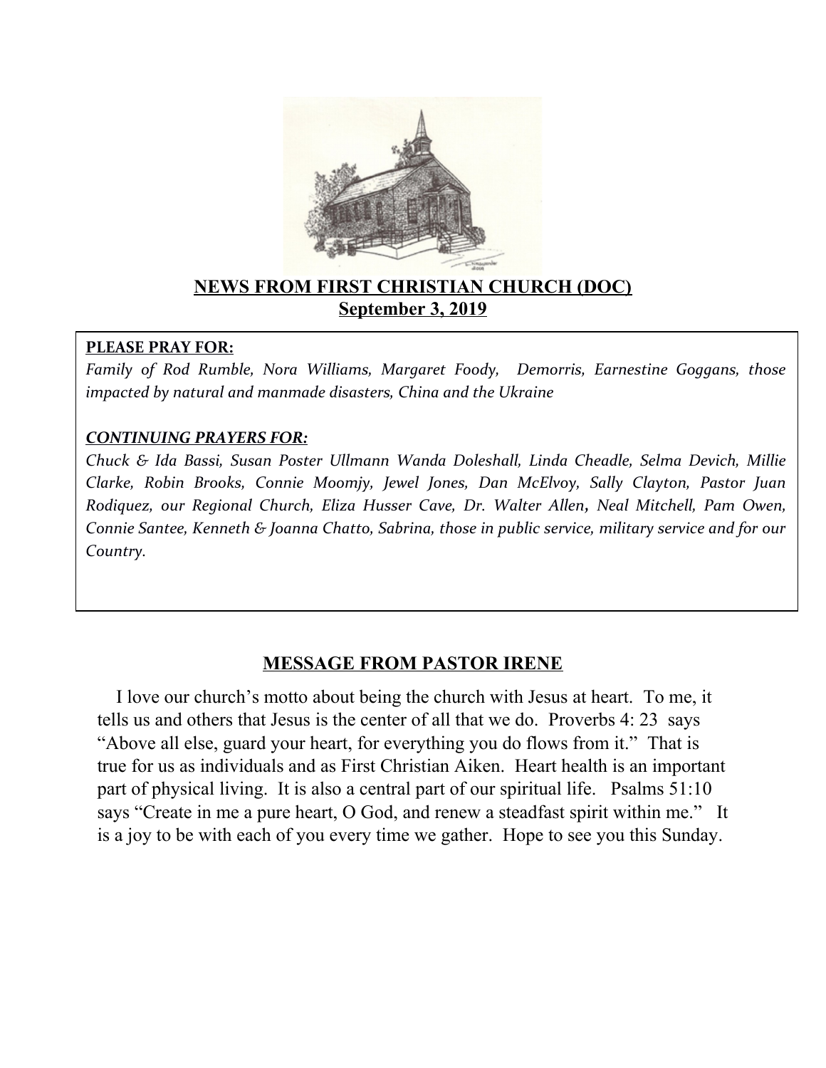# NEWS FROM FIRST CHRISTIAN CHURCH (DOC)

## September 3, 2019

**PLEASE PRAY FOR:**

*Family of Rod Rumble, Nora Williams, Margaret Foody, Demorris, Earnestine Goggans, those impacted by natural and manmade disasters, China and the Ukraine*

***CONTINUING PRAYERS FOR:***

*Chuck & Ida Bassi, Susan Poster Ullmann Wanda Doleshall, Linda Cheadle, Selma Devich, Millie Clarke, Robin Brooks, Connie Moomjy, Jewel Jones, Dan McElvoy, Sally Clayton, Pastor Juan Rodiquez, our Regional Church, Eliza Husser Cave, Dr. Walter Allen, Neal Mitchell, Pam Owen, Connie Santee, Kenneth & Joanna Chatto, Sabrina, those in public service, military service and for our Country.*

## MESSAGE FROM PASTOR IRENE

I love our church's motto about being the church with Jesus at heart. To me, it tells us and others that Jesus is the center of all that we do. Proverbs 4: 23 says "Above all else, guard your heart, for everything you do flows from it." That is true for us as individuals and as First Christian Aiken. Heart health is an important part of physical living. It is also a central part of our spiritual life. Psalms 51:10 says "Create in me a pure heart, O God, and renew a steadfast spirit within me." It is a joy to be with each of you every time we gather. Hope to see you this Sunday.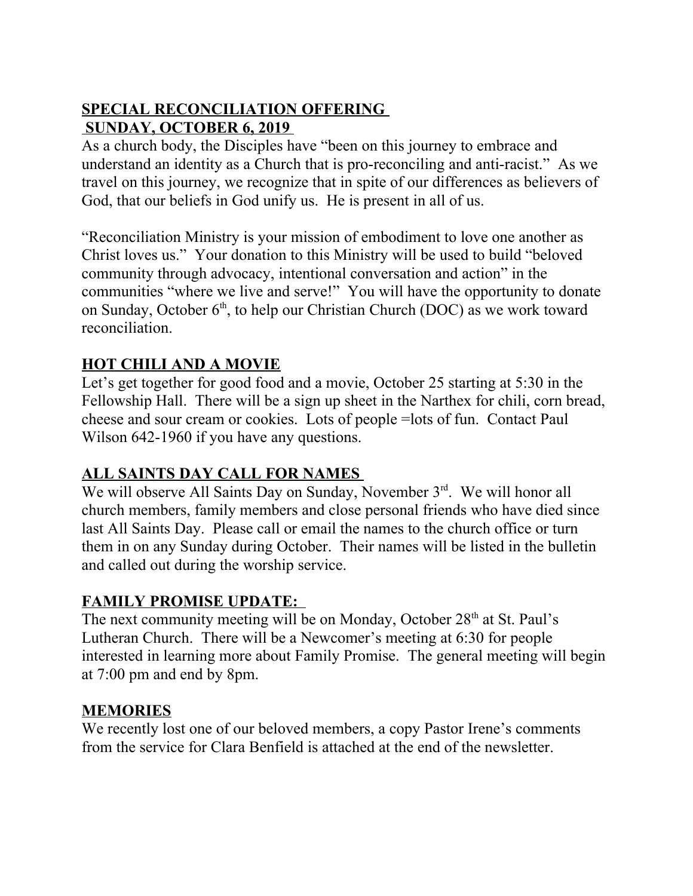## SPECIAL RECONCILIATION OFFERING SUNDAY, OCTOBER 6, 2019

As a church body, the Disciples have "been on this journey to embrace and understand an identity as a Church that is pro-reconciling and anti-racist." As we travel on this journey, we recognize that in spite of our differences as believers of God, that our beliefs in God unify us. He is present in all of us.

"Reconciliation Ministry is your mission of embodiment to love one another as Christ loves us." Your donation to this Ministry will be used to build "beloved community through advocacy, intentional conversation and action" in the communities "where we live and serve!" You will have the opportunity to donate on Sunday, October 6th, to help our Christian Church (DOC) as we work toward reconciliation.

## HOT CHILI AND A MOVIE

Let's get together for good food and a movie, October 25 starting at 5:30 in the Fellowship Hall. There will be a sign up sheet in the Narthex for chili, corn bread, cheese and sour cream or cookies. Lots of people =lots of fun. Contact Paul Wilson 642-1960 if you have any questions.

## ALL SAINTS DAY CALL FOR NAMES

We will observe All Saints Day on Sunday, November 3rd. We will honor all church members, family members and close personal friends who have died since last All Saints Day. Please call or email the names to the church office or turn them in on any Sunday during October. Their names will be listed in the bulletin and called out during the worship service.

## FAMILY PROMISE UPDATE:

The next community meeting will be on Monday, October 28th at St. Paul's Lutheran Church. There will be a Newcomer's meeting at 6:30 for people interested in learning more about Family Promise. The general meeting will begin at 7:00 pm and end by 8pm.

## MEMORIES

We recently lost one of our beloved members, a copy Pastor Irene's comments from the service for Clara Benfield is attached at the end of the newsletter.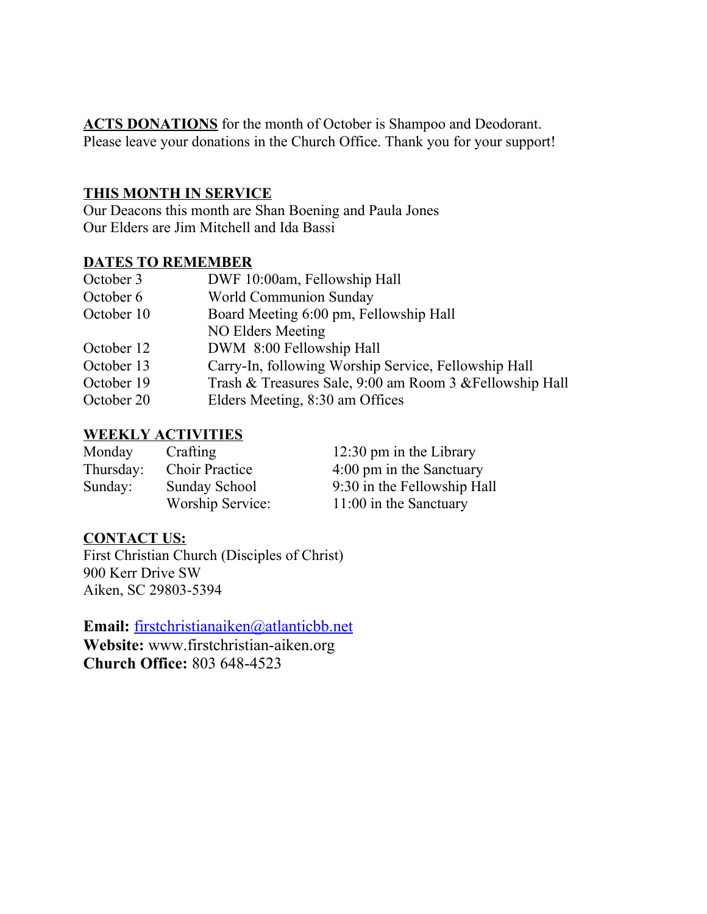**ACTS DONATIONS** for the month of October is Shampoo and Deodorant. Please leave your donations in the Church Office. Thank you for your support!

**THIS MONTH IN SERVICE**

Our Deacons this month are Shan Boening and Paula Jones
Our Elders are Jim Mitchell and Ida Bassi

**DATES TO REMEMBER**

| | |
|---|---|
| October 3 | DWF 10:00am, Fellowship Hall |
| October 6 | World Communion Sunday |
| October 10 | Board Meeting 6:00 pm, Fellowship Hall |
| | NO Elders Meeting |
| October 12 | DWM 8:00 Fellowship Hall |
| October 13 | Carry-In, following Worship Service, Fellowship Hall |
| October 19 | Trash & Treasures Sale, 9:00 am Room 3 &Fellowship Hall |
| October 20 | Elders Meeting, 8:30 am Offices |

**WEEKLY ACTIVITIES**

| | | |
|---|---|---|
| Monday | Crafting | 12:30 pm in the Library |
| Thursday: | Choir Practice | 4:00 pm in the Sanctuary |
| Sunday: | Sunday School | 9:30 in the Fellowship Hall |
| | Worship Service: | 11:00 in the Sanctuary |

**CONTACT US:**

First Christian Church (Disciples of Christ)
900 Kerr Drive SW
Aiken, SC 29803-5394

**Email:** firstchristianaiken@atlanticbb.net
**Website:** www.firstchristian-aiken.org
**Church Office:** 803 648-4523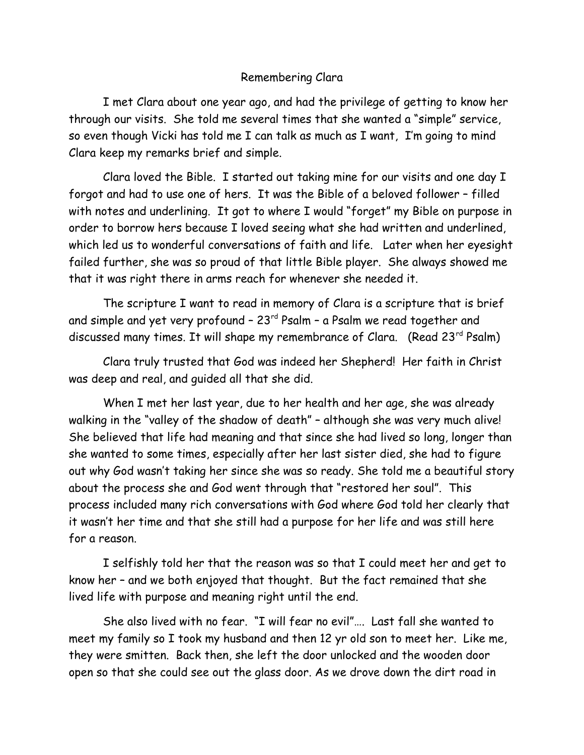Remembering Clara

I met Clara about one year ago, and had the privilege of getting to know her through our visits. She told me several times that she wanted a "simple" service, so even though Vicki has told me I can talk as much as I want, I'm going to mind Clara keep my remarks brief and simple.

Clara loved the Bible. I started out taking mine for our visits and one day I forgot and had to use one of hers. It was the Bible of a beloved follower – filled with notes and underlining. It got to where I would "forget" my Bible on purpose in order to borrow hers because I loved seeing what she had written and underlined, which led us to wonderful conversations of faith and life. Later when her eyesight failed further, she was so proud of that little Bible player. She always showed me that it was right there in arms reach for whenever she needed it.

The scripture I want to read in memory of Clara is a scripture that is brief and simple and yet very profound – 23rd Psalm – a Psalm we read together and discussed many times. It will shape my remembrance of Clara. (Read 23rd Psalm)

Clara truly trusted that God was indeed her Shepherd! Her faith in Christ was deep and real, and guided all that she did.

When I met her last year, due to her health and her age, she was already walking in the "valley of the shadow of death" – although she was very much alive! She believed that life had meaning and that since she had lived so long, longer than she wanted to some times, especially after her last sister died, she had to figure out why God wasn't taking her since she was so ready. She told me a beautiful story about the process she and God went through that "restored her soul". This process included many rich conversations with God where God told her clearly that it wasn't her time and that she still had a purpose for her life and was still here for a reason.

I selfishly told her that the reason was so that I could meet her and get to know her – and we both enjoyed that thought. But the fact remained that she lived life with purpose and meaning right until the end.

She also lived with no fear. "I will fear no evil"…. Last fall she wanted to meet my family so I took my husband and then 12 yr old son to meet her. Like me, they were smitten. Back then, she left the door unlocked and the wooden door open so that she could see out the glass door. As we drove down the dirt road in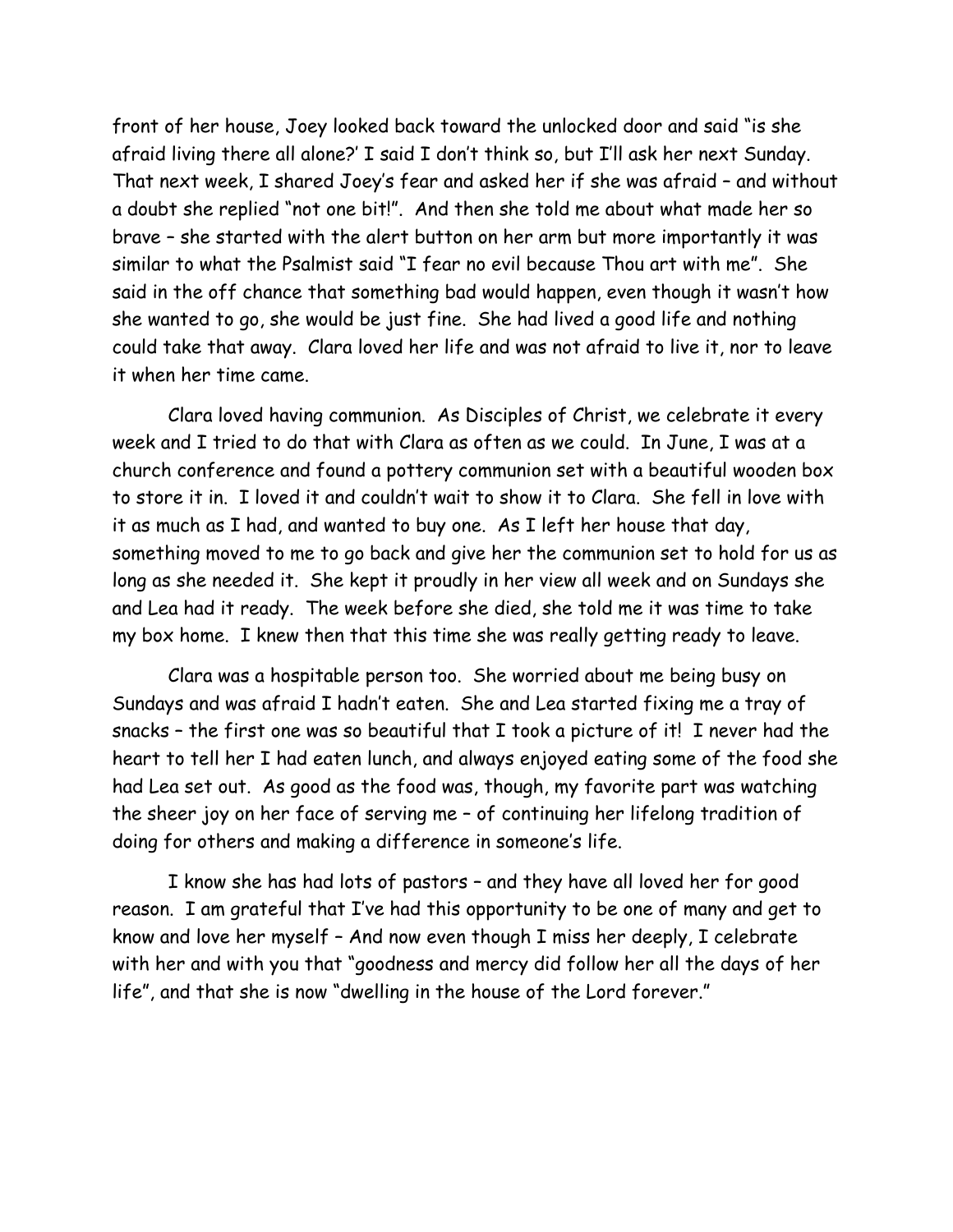front of her house, Joey looked back toward the unlocked door and said "is she afraid living there all alone?' I said I don't think so, but I'll ask her next Sunday. That next week, I shared Joey's fear and asked her if she was afraid – and without a doubt she replied "not one bit!". And then she told me about what made her so brave – she started with the alert button on her arm but more importantly it was similar to what the Psalmist said "I fear no evil because Thou art with me". She said in the off chance that something bad would happen, even though it wasn't how she wanted to go, she would be just fine. She had lived a good life and nothing could take that away. Clara loved her life and was not afraid to live it, nor to leave it when her time came.

Clara loved having communion. As Disciples of Christ, we celebrate it every week and I tried to do that with Clara as often as we could. In June, I was at a church conference and found a pottery communion set with a beautiful wooden box to store it in. I loved it and couldn't wait to show it to Clara. She fell in love with it as much as I had, and wanted to buy one. As I left her house that day, something moved to me to go back and give her the communion set to hold for us as long as she needed it. She kept it proudly in her view all week and on Sundays she and Lea had it ready. The week before she died, she told me it was time to take my box home. I knew then that this time she was really getting ready to leave.

Clara was a hospitable person too. She worried about me being busy on Sundays and was afraid I hadn't eaten. She and Lea started fixing me a tray of snacks – the first one was so beautiful that I took a picture of it! I never had the heart to tell her I had eaten lunch, and always enjoyed eating some of the food she had Lea set out. As good as the food was, though, my favorite part was watching the sheer joy on her face of serving me – of continuing her lifelong tradition of doing for others and making a difference in someone's life.

I know she has had lots of pastors – and they have all loved her for good reason. I am grateful that I've had this opportunity to be one of many and get to know and love her myself – And now even though I miss her deeply, I celebrate with her and with you that "goodness and mercy did follow her all the days of her life", and that she is now "dwelling in the house of the Lord forever."